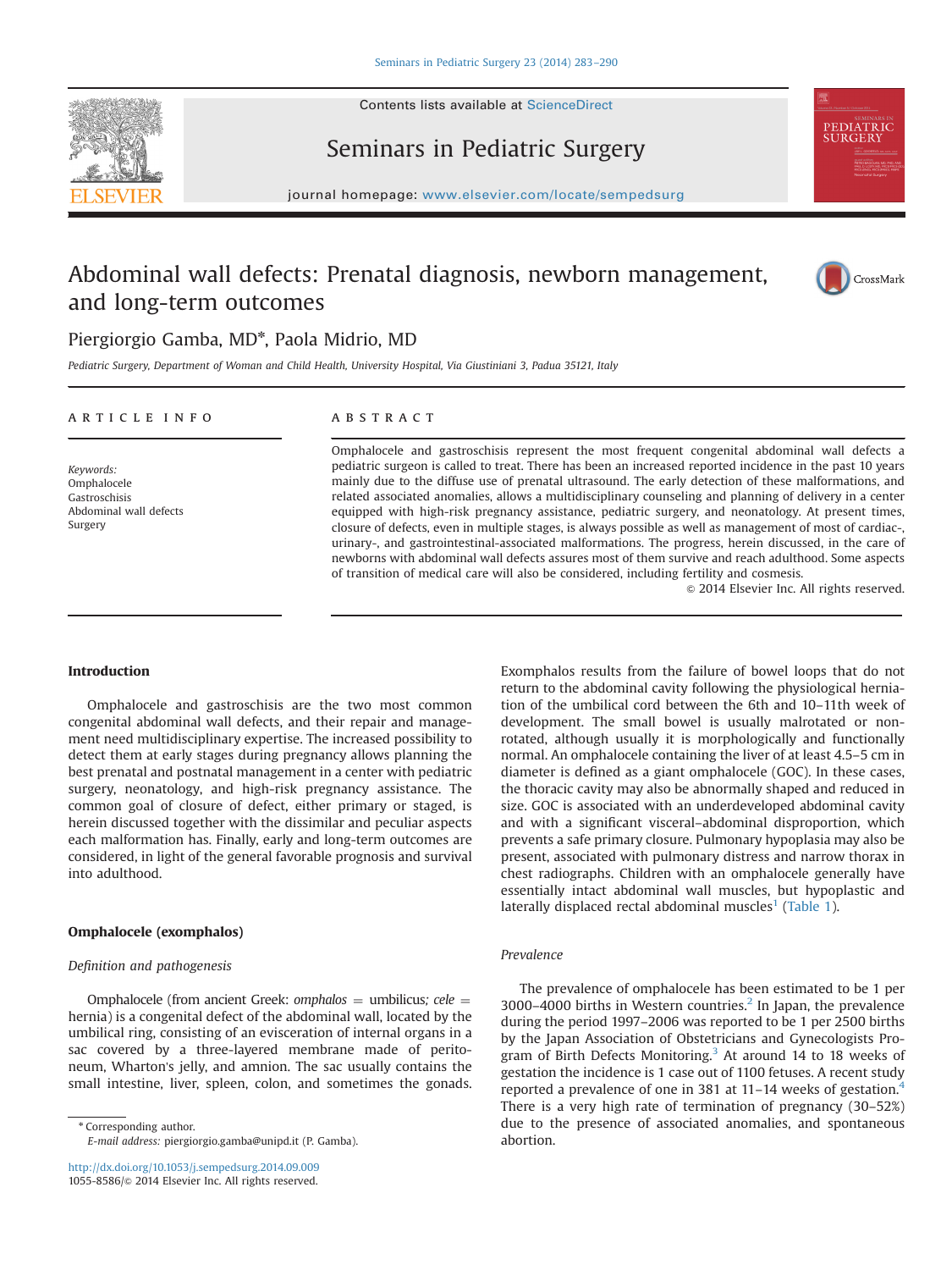# Abdominal wall defects: Prenatal diagnosis, newborn management, and long-term outcomes

Piergiorgio Gamba, MD*, Paola Midrio, MD

*Pediatric Surgery, Department of Woman and Child Health, University Hospital, Via Giustiniani 3, Padua 35121, Italy*

## ARTICLE INFO

*Keywords:*
Omphalocele
Gastroschisis
Abdominal wall defects
Surgery

## ABSTRACT

Omphalocele and gastroschisis represent the most frequent congenital abdominal wall defects a pediatric surgeon is called to treat. There has been an increased reported incidence in the past 10 years mainly due to the diffuse use of prenatal ultrasound. The early detection of these malformations, and related associated anomalies, allows a multidisciplinary counseling and planning of delivery in a center equipped with high-risk pregnancy assistance, pediatric surgery, and neonatology. At present times, closure of defects, even in multiple stages, is always possible as well as management of most of cardiac-, urinary-, and gastrointestinal-associated malformations. The progress, herein discussed, in the care of newborns with abdominal wall defects assures most of them survive and reach adulthood. Some aspects of transition of medical care will also be considered, including fertility and cosmesis.

© 2014 Elsevier Inc. All rights reserved.

## Introduction

Omphalocele and gastroschisis are the two most common congenital abdominal wall defects, and their repair and management need multidisciplinary expertise. The increased possibility to detect them at early stages during pregnancy allows planning the best prenatal and postnatal management in a center with pediatric surgery, neonatology, and high-risk pregnancy assistance. The common goal of closure of defect, either primary or staged, is herein discussed together with the dissimilar and peculiar aspects each malformation has. Finally, early and long-term outcomes are considered, in light of the general favorable prognosis and survival into adulthood.

## Omphalocele (exomphalos)

### Definition and pathogenesis

Omphalocele (from ancient Greek: *omphalos* = umbilicus*; cele* = hernia) is a congenital defect of the abdominal wall, located by the umbilical ring, consisting of an evisceration of internal organs in a sac covered by a three-layered membrane made of peritoneum, Wharton's jelly, and amnion. The sac usually contains the small intestine, liver, spleen, colon, and sometimes the gonads. Exomphalos results from the failure of bowel loops that do not return to the abdominal cavity following the physiological herniation of the umbilical cord between the 6th and 10–11th week of development. The small bowel is usually malrotated or non-rotated, although usually it is morphologically and functionally normal. An omphalocele containing the liver of at least 4.5–5 cm in diameter is defined as a giant omphalocele (GOC). In these cases, the thoracic cavity may also be abnormally shaped and reduced in size. GOC is associated with an underdeveloped abdominal cavity and with a significant visceral–abdominal disproportion, which prevents a safe primary closure. Pulmonary hypoplasia may also be present, associated with pulmonary distress and narrow thorax in chest radiographs. Children with an omphalocele generally have essentially intact abdominal wall muscles, but hypoplastic and laterally displaced rectal abdominal muscles[1] (Table 1).

### Prevalence

The prevalence of omphalocele has been estimated to be 1 per 3000–4000 births in Western countries.[2] In Japan, the prevalence during the period 1997–2006 was reported to be 1 per 2500 births by the Japan Association of Obstetricians and Gynecologists Program of Birth Defects Monitoring.[3] At around 14 to 18 weeks of gestation the incidence is 1 case out of 1100 fetuses. A recent study reported a prevalence of one in 381 at 11–14 weeks of gestation.[4] There is a very high rate of termination of pregnancy (30–52%) due to the presence of associated anomalies, and spontaneous abortion.

* Corresponding author.
E-mail address: piergiorgio.gamba@unipd.it (P. Gamba).

http://dx.doi.org/10.1053/j.sempedsurg.2014.09.009
1055-8586/© 2014 Elsevier Inc. All rights reserved.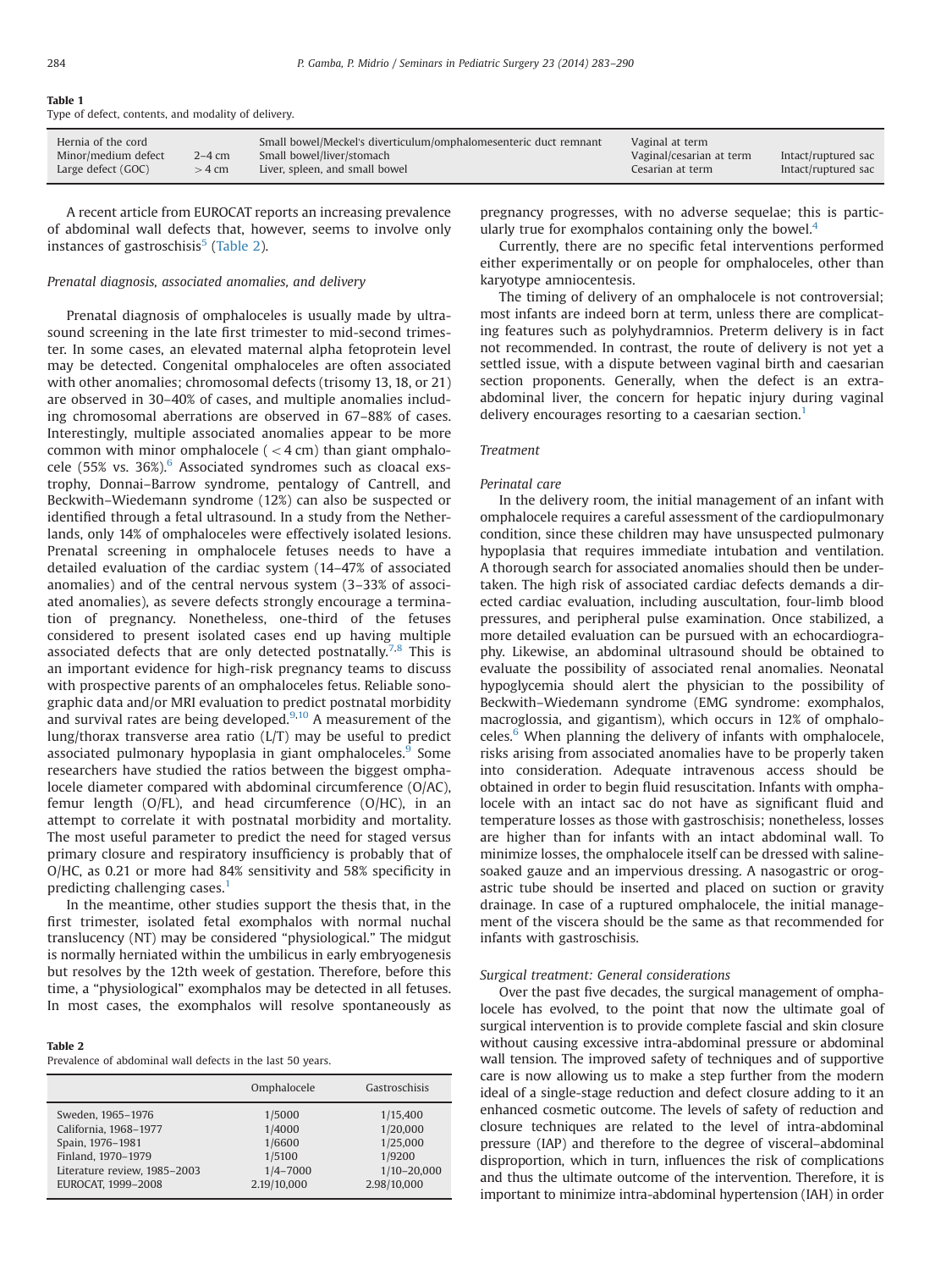**Table 1**
Type of defect, contents, and modality of delivery.

| | | | | |
|---|---|---|---|---|
| Hernia of the cord | | Small bowel/Meckel's diverticulum/omphalomesenteric duct remnant | Vaginal at term | |
| Minor/medium defect | 2–4 cm | Small bowel/liver/stomach | Vaginal/cesarian at term | Intact/ruptured sac |
| Large defect (GOC) | > 4 cm | Liver, spleen, and small bowel | Cesarian at term | Intact/ruptured sac |

A recent article from EUROCAT reports an increasing prevalence of abdominal wall defects that, however, seems to involve only instances of gastroschisis[5] (Table 2).

### Prenatal diagnosis, associated anomalies, and delivery

Prenatal diagnosis of omphaloceles is usually made by ultrasound screening in the late first trimester to mid-second trimester. In some cases, an elevated maternal alpha fetoprotein level may be detected. Congenital omphaloceles are often associated with other anomalies; chromosomal defects (trisomy 13, 18, or 21) are observed in 30–40% of cases, and multiple anomalies including chromosomal aberrations are observed in 67–88% of cases. Interestingly, multiple associated anomalies appear to be more common with minor omphalocele ( < 4 cm) than giant omphalocele (55% vs. 36%).[6] Associated syndromes such as cloacal exstrophy, Donnai–Barrow syndrome, pentalogy of Cantrell, and Beckwith–Wiedemann syndrome (12%) can also be suspected or identified through a fetal ultrasound. In a study from the Netherlands, only 14% of omphaloceles were effectively isolated lesions. Prenatal screening in omphalocele fetuses needs to have a detailed evaluation of the cardiac system (14–47% of associated anomalies) and of the central nervous system (3–33% of associated anomalies), as severe defects strongly encourage a termination of pregnancy. Nonetheless, one-third of the fetuses considered to present isolated cases end up having multiple associated defects that are only detected postnatally.[7,8] This is an important evidence for high-risk pregnancy teams to discuss with prospective parents of an omphaloceles fetus. Reliable sonographic data and/or MRI evaluation to predict postnatal morbidity and survival rates are being developed.[9,10] A measurement of the lung/thorax transverse area ratio (L/T) may be useful to predict associated pulmonary hypoplasia in giant omphaloceles.[9] Some researchers have studied the ratios between the biggest omphalocele diameter compared with abdominal circumference (O/AC), femur length (O/FL), and head circumference (O/HC), in an attempt to correlate it with postnatal morbidity and mortality. The most useful parameter to predict the need for staged versus primary closure and respiratory insufficiency is probably that of O/HC, as 0.21 or more had 84% sensitivity and 58% specificity in predicting challenging cases.[1]

In the meantime, other studies support the thesis that, in the first trimester, isolated fetal exomphalos with normal nuchal translucency (NT) may be considered "physiological." The midgut is normally herniated within the umbilicus in early embryogenesis but resolves by the 12th week of gestation. Therefore, before this time, a "physiological" exomphalos may be detected in all fetuses. In most cases, the exomphalos will resolve spontaneously as pregnancy progresses, with no adverse sequelae; this is particularly true for exomphalos containing only the bowel.[4]

Currently, there are no specific fetal interventions performed either experimentally or on people for omphaloceles, other than karyotype amniocentesis.

The timing of delivery of an omphalocele is not controversial; most infants are indeed born at term, unless there are complicating features such as polyhydramnios. Preterm delivery is in fact not recommended. In contrast, the route of delivery is not yet a settled issue, with a dispute between vaginal birth and caesarian section proponents. Generally, when the defect is an extra-abdominal liver, the concern for hepatic injury during vaginal delivery encourages resorting to a caesarian section.[1]

**Table 2**
Prevalence of abdominal wall defects in the last 50 years.

| | Omphalocele | Gastroschisis |
|---|---|---|
| Sweden, 1965–1976 | 1/5000 | 1/15,400 |
| California, 1968–1977 | 1/4000 | 1/20,000 |
| Spain, 1976–1981 | 1/6600 | 1/25,000 |
| Finland, 1970–1979 | 1/5100 | 1/9200 |
| Literature review, 1985–2003 | 1/4–7000 | 1/10–20,000 |
| EUROCAT, 1999–2008 | 2.19/10,000 | 2.98/10,000 |

### Treatment

#### Perinatal care

In the delivery room, the initial management of an infant with omphalocele requires a careful assessment of the cardiopulmonary condition, since these children may have unsuspected pulmonary hypoplasia that requires immediate intubation and ventilation. A thorough search for associated anomalies should then be undertaken. The high risk of associated cardiac defects demands a directed cardiac evaluation, including auscultation, four-limb blood pressures, and peripheral pulse examination. Once stabilized, a more detailed evaluation can be pursued with an echocardiography. Likewise, an abdominal ultrasound should be obtained to evaluate the possibility of associated renal anomalies. Neonatal hypoglycemia should alert the physician to the possibility of Beckwith–Wiedemann syndrome (EMG syndrome: exomphalos, macroglossia, and gigantism), which occurs in 12% of omphaloceles.[6] When planning the delivery of infants with omphalocele, risks arising from associated anomalies have to be properly taken into consideration. Adequate intravenous access should be obtained in order to begin fluid resuscitation. Infants with omphalocele with an intact sac do not have as significant fluid and temperature losses as those with gastroschisis; nonetheless, losses are higher than for infants with an intact abdominal wall. To minimize losses, the omphalocele itself can be dressed with saline-soaked gauze and an impervious dressing. A nasogastric or orogastric tube should be inserted and placed on suction or gravity drainage. In case of a ruptured omphalocele, the initial management of the viscera should be the same as that recommended for infants with gastroschisis.

#### Surgical treatment: General considerations

Over the past five decades, the surgical management of omphalocele has evolved, to the point that now the ultimate goal of surgical intervention is to provide complete fascial and skin closure without causing excessive intra-abdominal pressure or abdominal wall tension. The improved safety of techniques and of supportive care is now allowing us to make a step further from the modern ideal of a single-stage reduction and defect closure adding to it an enhanced cosmetic outcome. The levels of safety of reduction and closure techniques are related to the level of intra-abdominal pressure (IAP) and therefore to the degree of visceral–abdominal disproportion, which in turn, influences the risk of complications and thus the ultimate outcome of the intervention. Therefore, it is important to minimize intra-abdominal hypertension (IAH) in order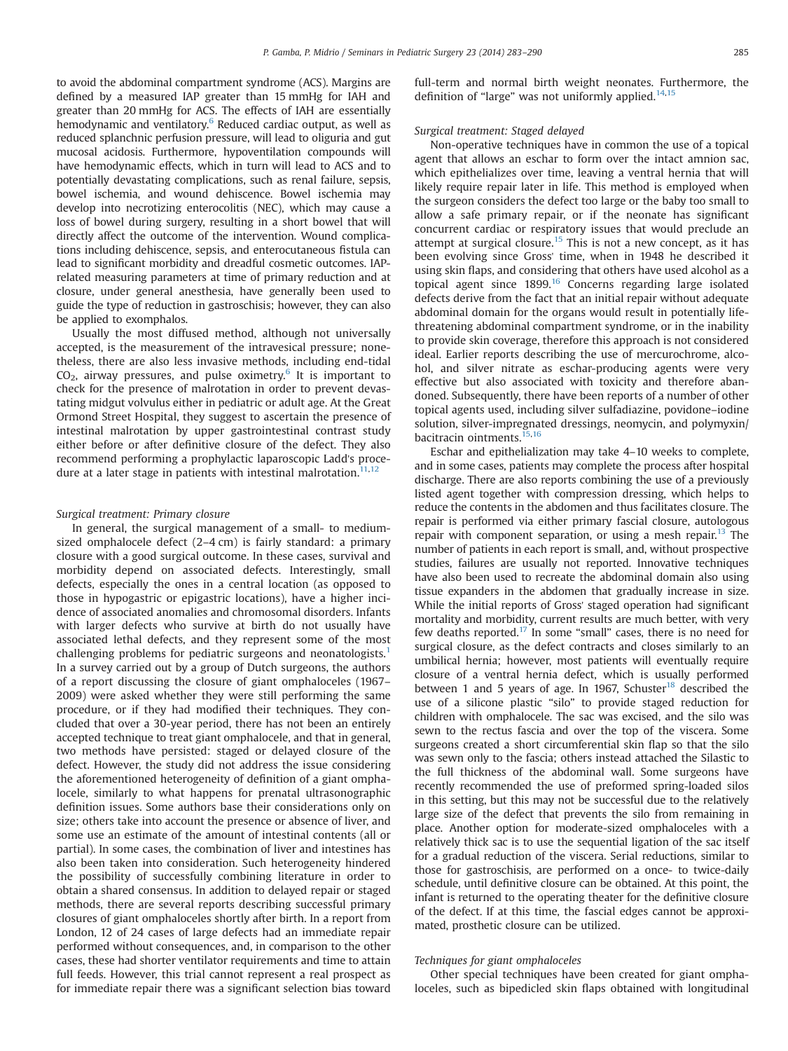to avoid the abdominal compartment syndrome (ACS). Margins are defined by a measured IAP greater than 15 mmHg for IAH and greater than 20 mmHg for ACS. The effects of IAH are essentially hemodynamic and ventilatory.[6] Reduced cardiac output, as well as reduced splanchnic perfusion pressure, will lead to oliguria and gut mucosal acidosis. Furthermore, hypoventilation compounds will have hemodynamic effects, which in turn will lead to ACS and to potentially devastating complications, such as renal failure, sepsis, bowel ischemia, and wound dehiscence. Bowel ischemia may develop into necrotizing enterocolitis (NEC), which may cause a loss of bowel during surgery, resulting in a short bowel that will directly affect the outcome of the intervention. Wound complications including dehiscence, sepsis, and enterocutaneous fistula can lead to significant morbidity and dreadful cosmetic outcomes. IAP-related measuring parameters at time of primary reduction and at closure, under general anesthesia, have generally been used to guide the type of reduction in gastroschisis; however, they can also be applied to exomphalos.

Usually the most diffused method, although not universally accepted, is the measurement of the intravesical pressure; nonetheless, there are also less invasive methods, including end-tidal $CO_2$, airway pressures, and pulse oximetry.[6] It is important to check for the presence of malrotation in order to prevent devastating midgut volvulus either in pediatric or adult age. At the Great Ormond Street Hospital, they suggest to ascertain the presence of intestinal malrotation by upper gastrointestinal contrast study either before or after definitive closure of the defect. They also recommend performing a prophylactic laparoscopic Ladd's procedure at a later stage in patients with intestinal malrotation.[11,12]

### *Surgical treatment: Primary closure*

In general, the surgical management of a small- to medium-sized omphalocele defect (2–4 cm) is fairly standard: a primary closure with a good surgical outcome. In these cases, survival and morbidity depend on associated defects. Interestingly, small defects, especially the ones in a central location (as opposed to those in hypogastric or epigastric locations), have a higher incidence of associated anomalies and chromosomal disorders. Infants with larger defects who survive at birth do not usually have associated lethal defects, and they represent some of the most challenging problems for pediatric surgeons and neonatologists.[1] In a survey carried out by a group of Dutch surgeons, the authors of a report discussing the closure of giant omphaloceles (1967–2009) were asked whether they were still performing the same procedure, or if they had modified their techniques. They concluded that over a 30-year period, there has not been an entirely accepted technique to treat giant omphalocele, and that in general, two methods have persisted: staged or delayed closure of the defect. However, the study did not address the issue considering the aforementioned heterogeneity of definition of a giant omphalocele, similarly to what happens for prenatal ultrasonographic definition issues. Some authors base their considerations only on size; others take into account the presence or absence of liver, and some use an estimate of the amount of intestinal contents (all or partial). In some cases, the combination of liver and intestines has also been taken into consideration. Such heterogeneity hindered the possibility of successfully combining literature in order to obtain a shared consensus. In addition to delayed repair or staged methods, there are several reports describing successful primary closures of giant omphaloceles shortly after birth. In a report from London, 12 of 24 cases of large defects had an immediate repair performed without consequences, and, in comparison to the other cases, these had shorter ventilator requirements and time to attain full feeds. However, this trial cannot represent a real prospect as for immediate repair there was a significant selection bias toward full-term and normal birth weight neonates. Furthermore, the definition of "large" was not uniformly applied.[14,15]

### *Surgical treatment: Staged delayed*

Non-operative techniques have in common the use of a topical agent that allows an eschar to form over the intact amnion sac, which epithelializes over time, leaving a ventral hernia that will likely require repair later in life. This method is employed when the surgeon considers the defect too large or the baby too small to allow a safe primary repair, or if the neonate has significant concurrent cardiac or respiratory issues that would preclude an attempt at surgical closure.[15] This is not a new concept, as it has been evolving since Gross' time, when in 1948 he described it using skin flaps, and considering that others have used alcohol as a topical agent since 1899.[16] Concerns regarding large isolated defects derive from the fact that an initial repair without adequate abdominal domain for the organs would result in potentially life-threatening abdominal compartment syndrome, or in the inability to provide skin coverage, therefore this approach is not considered ideal. Earlier reports describing the use of mercurochrome, alcohol, and silver nitrate as eschar-producing agents were very effective but also associated with toxicity and therefore abandoned. Subsequently, there have been reports of a number of other topical agents used, including silver sulfadiazine, povidone–iodine solution, silver-impregnated dressings, neomycin, and polymyxin/bacitracin ointments.[15,16]

Eschar and epithelialization may take 4–10 weeks to complete, and in some cases, patients may complete the process after hospital discharge. There are also reports combining the use of a previously listed agent together with compression dressing, which helps to reduce the contents in the abdomen and thus facilitates closure. The repair is performed via either primary fascial closure, autologous repair with component separation, or using a mesh repair.[13] The number of patients in each report is small, and, without prospective studies, failures are usually not reported. Innovative techniques have also been used to recreate the abdominal domain also using tissue expanders in the abdomen that gradually increase in size. While the initial reports of Gross' staged operation had significant mortality and morbidity, current results are much better, with very few deaths reported.[17] In some "small" cases, there is no need for surgical closure, as the defect contracts and closes similarly to an umbilical hernia; however, most patients will eventually require closure of a ventral hernia defect, which is usually performed between 1 and 5 years of age. In 1967, Schuster[18] described the use of a silicone plastic "silo" to provide staged reduction for children with omphalocele. The sac was excised, and the silo was sewn to the rectus fascia and over the top of the viscera. Some surgeons created a short circumferential skin flap so that the silo was sewn only to the fascia; others instead attached the Silastic to the full thickness of the abdominal wall. Some surgeons have recently recommended the use of preformed spring-loaded silos in this setting, but this may not be successful due to the relatively large size of the defect that prevents the silo from remaining in place. Another option for moderate-sized omphaloceles with a relatively thick sac is to use the sequential ligation of the sac itself for a gradual reduction of the viscera. Serial reductions, similar to those for gastroschisis, are performed on a once- to twice-daily schedule, until definitive closure can be obtained. At this point, the infant is returned to the operating theater for the definitive closure of the defect. If at this time, the fascial edges cannot be approximated, prosthetic closure can be utilized.

### *Techniques for giant omphaloceles*

Other special techniques have been created for giant omphaloceles, such as bipedicled skin flaps obtained with longitudinal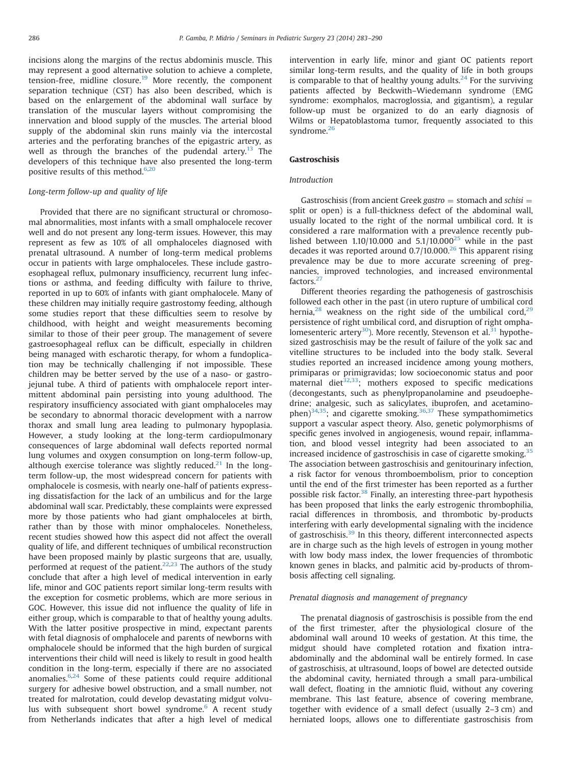incisions along the margins of the rectus abdominis muscle. This may represent a good alternative solution to achieve a complete, tension-free, midline closure.[19] More recently, the component separation technique (CST) has also been described, which is based on the enlargement of the abdominal wall surface by translation of the muscular layers without compromising the innervation and blood supply of the muscles. The arterial blood supply of the abdominal skin runs mainly via the intercostal arteries and the perforating branches of the epigastric artery, as well as through the branches of the pudendal artery.[13] The developers of this technique have also presented the long-term positive results of this method.[6,20]

### Long-term follow-up and quality of life

Provided that there are no significant structural or chromosomal abnormalities, most infants with a small omphalocele recover well and do not present any long-term issues. However, this may represent as few as 10% of all omphaloceles diagnosed with prenatal ultrasound. A number of long-term medical problems occur in patients with large omphaloceles. These include gastroesophageal reflux, pulmonary insufficiency, recurrent lung infections or asthma, and feeding difficulty with failure to thrive, reported in up to 60% of infants with giant omphalocele. Many of these children may initially require gastrostomy feeding, although some studies report that these difficulties seem to resolve by childhood, with height and weight measurements becoming similar to those of their peer group. The management of severe gastroesophageal reflux can be difficult, especially in children being managed with escharotic therapy, for whom a fundoplication may be technically challenging if not impossible. These children may be better served by the use of a naso- or gastrojejunal tube. A third of patients with omphalocele report intermittent abdominal pain persisting into young adulthood. The respiratory insufficiency associated with giant omphaloceles may be secondary to abnormal thoracic development with a narrow thorax and small lung area leading to pulmonary hypoplasia. However, a study looking at the long-term cardiopulmonary consequences of large abdominal wall defects reported normal lung volumes and oxygen consumption on long-term follow-up, although exercise tolerance was slightly reduced.[21] In the long-term follow-up, the most widespread concern for patients with omphalocele is cosmesis, with nearly one-half of patients expressing dissatisfaction for the lack of an umbilicus and for the large abdominal wall scar. Predictably, these complaints were expressed more by those patients who had giant omphaloceles at birth, rather than by those with minor omphaloceles. Nonetheless, recent studies showed how this aspect did not affect the overall quality of life, and different techniques of umbilical reconstruction have been proposed mainly by plastic surgeons that are, usually, performed at request of the patient.[22,23] The authors of the study conclude that after a high level of medical intervention in early life, minor and GOC patients report similar long-term results with the exception for cosmetic problems, which are more serious in GOC. However, this issue did not influence the quality of life in either group, which is comparable to that of healthy young adults. With the latter positive prospective in mind, expectant parents with fetal diagnosis of omphalocele and parents of newborns with omphalocele should be informed that the high burden of surgical interventions their child will need is likely to result in good health condition in the long-term, especially if there are no associated anomalies.[6,24] Some of these patients could require additional surgery for adhesive bowel obstruction, and a small number, not treated for malrotation, could develop devastating midgut volvulus with subsequent short bowel syndrome.[6] A recent study from Netherlands indicates that after a high level of medical intervention in early life, minor and giant OC patients report similar long-term results, and the quality of life in both groups is comparable to that of healthy young adults.[24] For the surviving patients affected by Beckwith–Wiedemann syndrome (EMG syndrome: exomphalos, macroglossia, and gigantism), a regular follow-up must be organized to do an early diagnosis of Wilms or Hepatoblastoma tumor, frequently associated to this syndrome.[26]

## Gastroschisis

### Introduction

Gastroschisis (from ancient Greek *gastro* = stomach and *schisi* = split or open) is a full-thickness defect of the abdominal wall, usually located to the right of the normal umbilical cord. It is considered a rare malformation with a prevalence recently published between 1.10/10.000 and 5.1/10.000[25] while in the past decades it was reported around 0.7/10.000.[26] This apparent rising prevalence may be due to more accurate screening of pregnancies, improved technologies, and increased environmental factors.[27]

Different theories regarding the pathogenesis of gastroschisis followed each other in the past (in utero rupture of umbilical cord hernia,[28] weakness on the right side of the umbilical cord,[29] persistence of right umbilical cord, and disruption of right omphalomesenteric artery[30]). More recently, Stevenson et al.[31] hypothesized gastroschisis may be the result of failure of the yolk sac and vitelline structures to be included into the body stalk. Several studies reported an increased incidence among young mothers, primiparas or primigravidas; low socioeconomic status and poor maternal diet[32,33]; mothers exposed to specific medications (decongestants, such as phenylpropanolamine and pseudoephedrine; analgesic, such as salicylates, ibuprofen, and acetaminophen)[34,35]; and cigarette smoking.[36,37] These sympathomimetics support a vascular aspect theory. Also, genetic polymorphisms of specific genes involved in angiogenesis, wound repair, inflammation, and blood vessel integrity had been associated to an increased incidence of gastroschisis in case of cigarette smoking.[35] The association between gastroschisis and genitourinary infection, a risk factor for venous thromboembolism, prior to conception until the end of the first trimester has been reported as a further possible risk factor.[38] Finally, an interesting three-part hypothesis has been proposed that links the early estrogenic thrombophilia, racial differences in thrombosis, and thrombotic by-products interfering with early developmental signaling with the incidence of gastroschisis.[39] In this theory, different interconnected aspects are in charge such as the high levels of estrogen in young mother with low body mass index, the lower frequencies of thrombotic known genes in blacks, and palmitic acid by-products of thrombosis affecting cell signaling.

### Prenatal diagnosis and management of pregnancy

The prenatal diagnosis of gastroschisis is possible from the end of the first trimester, after the physiological closure of the abdominal wall around 10 weeks of gestation. At this time, the midgut should have completed rotation and fixation intra-abdominally and the abdominal wall be entirely formed. In case of gastroschisis, at ultrasound, loops of bowel are detected outside the abdominal cavity, herniated through a small para-umbilical wall defect, floating in the amniotic fluid, without any covering membrane. This last feature, absence of covering membrane, together with evidence of a small defect (usually 2–3 cm) and herniated loops, allows one to differentiate gastroschisis from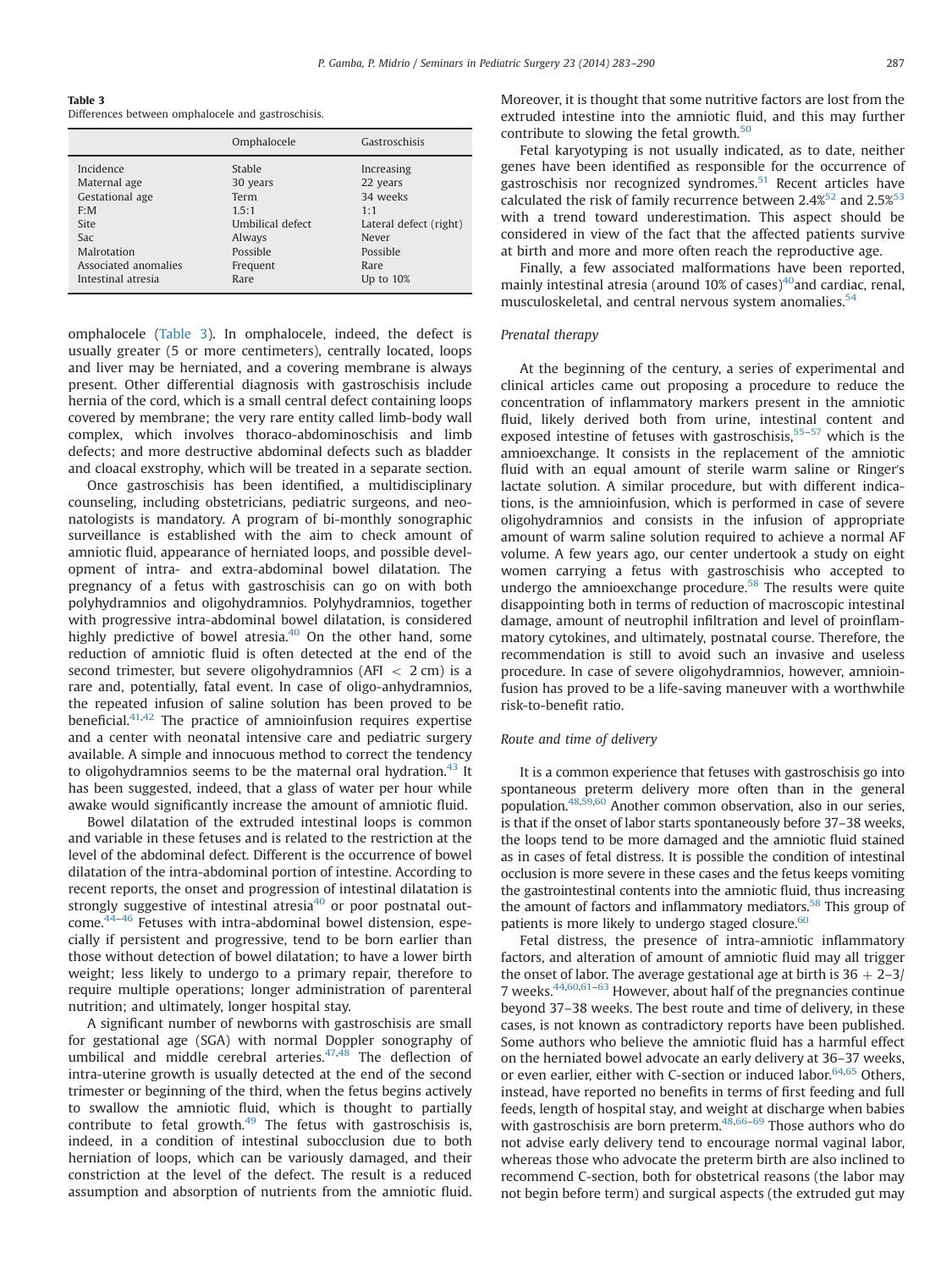**Table 3**
Differences between omphalocele and gastroschisis.

| | Omphalocele | Gastroschisis |
|---|---|---|
| Incidence | Stable | Increasing |
| Maternal age | 30 years | 22 years |
| Gestational age | Term | 34 weeks |
| F:M | 1.5:1 | 1:1 |
| Site | Umbilical defect | Lateral defect (right) |
| Sac | Always | Never |
| Malrotation | Possible | Possible |
| Associated anomalies | Frequent | Rare |
| Intestinal atresia | Rare | Up to 10% |

omphalocele (Table 3). In omphalocele, indeed, the defect is usually greater (5 or more centimeters), centrally located, loops and liver may be herniated, and a covering membrane is always present. Other differential diagnosis with gastroschisis include hernia of the cord, which is a small central defect containing loops covered by membrane; the very rare entity called limb-body wall complex, which involves thoraco-abdominoschisis and limb defects; and more destructive abdominal defects such as bladder and cloacal exstrophy, which will be treated in a separate section.

Once gastroschisis has been identified, a multidisciplinary counseling, including obstetricians, pediatric surgeons, and neonatologists is mandatory. A program of bi-monthly sonographic surveillance is established with the aim to check amount of amniotic fluid, appearance of herniated loops, and possible development of intra- and extra-abdominal bowel dilatation. The pregnancy of a fetus with gastroschisis can go on with both polyhydramnios and oligohydramnios. Polyhydramnios, together with progressive intra-abdominal bowel dilatation, is considered highly predictive of bowel atresia.[40] On the other hand, some reduction of amniotic fluid is often detected at the end of the second trimester, but severe oligohydramnios (AFI $< 2$ cm) is a rare and, potentially, fatal event. In case of oligo-anhydramnios, the repeated infusion of saline solution has been proved to be beneficial.[41,42] The practice of amnioinfusion requires expertise and a center with neonatal intensive care and pediatric surgery available. A simple and innocuous method to correct the tendency to oligohydramnios seems to be the maternal oral hydration.[43] It has been suggested, indeed, that a glass of water per hour while awake would significantly increase the amount of amniotic fluid.

Bowel dilatation of the extruded intestinal loops is common and variable in these fetuses and is related to the restriction at the level of the abdominal defect. Different is the occurrence of bowel dilatation of the intra-abdominal portion of intestine. According to recent reports, the onset and progression of intestinal dilatation is strongly suggestive of intestinal atresia[40] or poor postnatal outcome.[44–46] Fetuses with intra-abdominal bowel distension, especially if persistent and progressive, tend to be born earlier than those without detection of bowel dilatation; to have a lower birth weight; less likely to undergo to a primary repair, therefore to require multiple operations; longer administration of parenteral nutrition; and ultimately, longer hospital stay.

A significant number of newborns with gastroschisis are small for gestational age (SGA) with normal Doppler sonography of umbilical and middle cerebral arteries.[47,48] The deflection of intra-uterine growth is usually detected at the end of the second trimester or beginning of the third, when the fetus begins actively to swallow the amniotic fluid, which is thought to partially contribute to fetal growth.[49] The fetus with gastroschisis is, indeed, in a condition of intestinal subocclusion due to both herniation of loops, which can be variously damaged, and their constriction at the level of the defect. The result is a reduced assumption and absorption of nutrients from the amniotic fluid. Moreover, it is thought that some nutritive factors are lost from the extruded intestine into the amniotic fluid, and this may further contribute to slowing the fetal growth.[50]

Fetal karyotyping is not usually indicated, as to date, neither genes have been identified as responsible for the occurrence of gastroschisis nor recognized syndromes.[51] Recent articles have calculated the risk of family recurrence between 2.4%[52] and 2.5%[53] with a trend toward underestimation. This aspect should be considered in view of the fact that the affected patients survive at birth and more and more often reach the reproductive age.

Finally, a few associated malformations have been reported, mainly intestinal atresia (around 10% of cases)[40] and cardiac, renal, musculoskeletal, and central nervous system anomalies.[54]

*Prenatal therapy*

At the beginning of the century, a series of experimental and clinical articles came out proposing a procedure to reduce the concentration of inflammatory markers present in the amniotic fluid, likely derived both from urine, intestinal content and exposed intestine of fetuses with gastroschisis,[55–57] which is the amnioexchange. It consists in the replacement of the amniotic fluid with an equal amount of sterile warm saline or Ringer's lactate solution. A similar procedure, but with different indications, is the amnioinfusion, which is performed in case of severe oligohydramnios and consists in the infusion of appropriate amount of warm saline solution required to achieve a normal AF volume. A few years ago, our center undertook a study on eight women carrying a fetus with gastroschisis who accepted to undergo the amnioexchange procedure.[58] The results were quite disappointing both in terms of reduction of macroscopic intestinal damage, amount of neutrophil infiltration and level of proinflammatory cytokines, and ultimately, postnatal course. Therefore, the recommendation is still to avoid such an invasive and useless procedure. In case of severe oligohydramnios, however, amnioinfusion has proved to be a life-saving maneuver with a worthwhile risk-to-benefit ratio.

*Route and time of delivery*

It is a common experience that fetuses with gastroschisis go into spontaneous preterm delivery more often than in the general population.[48,59,60] Another common observation, also in our series, is that if the onset of labor starts spontaneously before 37–38 weeks, the loops tend to be more damaged and the amniotic fluid stained as in cases of fetal distress. It is possible the condition of intestinal occlusion is more severe in these cases and the fetus keeps vomiting the gastrointestinal contents into the amniotic fluid, thus increasing the amount of factors and inflammatory mediators.[58] This group of patients is more likely to undergo staged closure.[60]

Fetal distress, the presence of intra-amniotic inflammatory factors, and alteration of amount of amniotic fluid may all trigger the onset of labor. The average gestational age at birth is 36 + 2–3/7 weeks.[44,60,61–63] However, about half of the pregnancies continue beyond 37–38 weeks. The best route and time of delivery, in these cases, is not known as contradictory reports have been published. Some authors who believe the amniotic fluid has a harmful effect on the herniated bowel advocate an early delivery at 36–37 weeks, or even earlier, either with C-section or induced labor.[64,65] Others, instead, have reported no benefits in terms of first feeding and full feeds, length of hospital stay, and weight at discharge when babies with gastroschisis are born preterm.[48,66–69] Those authors who do not advise early delivery tend to encourage normal vaginal labor, whereas those who advocate the preterm birth are also inclined to recommend C-section, both for obstetrical reasons (the labor may not begin before term) and surgical aspects (the extruded gut may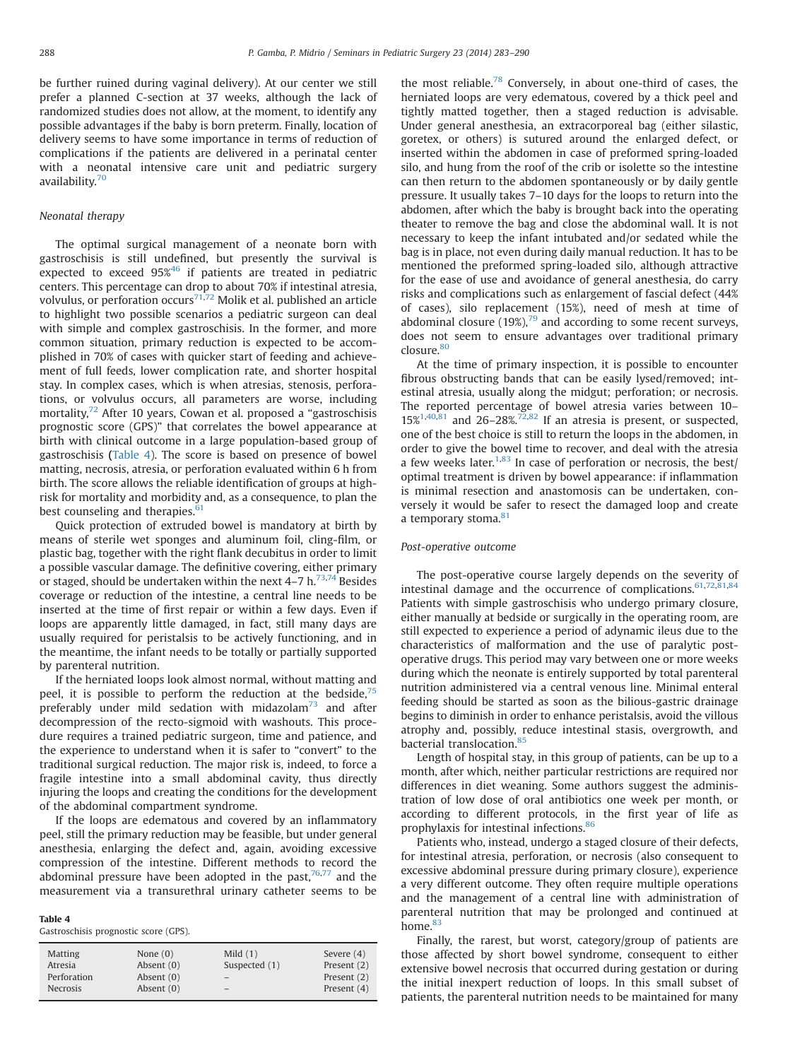be further ruined during vaginal delivery). At our center we still prefer a planned C-section at 37 weeks, although the lack of randomized studies does not allow, at the moment, to identify any possible advantages if the baby is born preterm. Finally, location of delivery seems to have some importance in terms of reduction of complications if the patients are delivered in a perinatal center with a neonatal intensive care unit and pediatric surgery availability.[70]

### Neonatal therapy

The optimal surgical management of a neonate born with gastroschisis is still undefined, but presently the survival is expected to exceed 95%[46] if patients are treated in pediatric centers. This percentage can drop to about 70% if intestinal atresia, volvulus, or perforation occurs[71,72] Molik et al. published an article to highlight two possible scenarios a pediatric surgeon can deal with simple and complex gastroschisis. In the former, and more common situation, primary reduction is expected to be accomplished in 70% of cases with quicker start of feeding and achievement of full feeds, lower complication rate, and shorter hospital stay. In complex cases, which is when atresias, stenosis, perforations, or volvulus occurs, all parameters are worse, including mortality,[72] After 10 years, Cowan et al. proposed a "gastroschisis prognostic score (GPS)" that correlates the bowel appearance at birth with clinical outcome in a large population-based group of gastroschisis (Table 4). The score is based on presence of bowel matting, necrosis, atresia, or perforation evaluated within 6 h from birth. The score allows the reliable identification of groups at high-risk for mortality and morbidity and, as a consequence, to plan the best counseling and therapies.[61]

Quick protection of extruded bowel is mandatory at birth by means of sterile wet sponges and aluminum foil, cling-film, or plastic bag, together with the right flank decubitus in order to limit a possible vascular damage. The definitive covering, either primary or staged, should be undertaken within the next 4–7 h.[73,74] Besides coverage or reduction of the intestine, a central line needs to be inserted at the time of first repair or within a few days. Even if loops are apparently little damaged, in fact, still many days are usually required for peristalsis to be actively functioning, and in the meantime, the infant needs to be totally or partially supported by parenteral nutrition.

If the herniated loops look almost normal, without matting and peel, it is possible to perform the reduction at the bedside,[75] preferably under mild sedation with midazolam[73] and after decompression of the recto-sigmoid with washouts. This procedure requires a trained pediatric surgeon, time and patience, and the experience to understand when it is safer to "convert" to the traditional surgical reduction. The major risk is, indeed, to force a fragile intestine into a small abdominal cavity, thus directly injuring the loops and creating the conditions for the development of the abdominal compartment syndrome.

If the loops are edematous and covered by an inflammatory peel, still the primary reduction may be feasible, but under general anesthesia, enlarging the defect and, again, avoiding excessive compression of the intestine. Different methods to record the abdominal pressure have been adopted in the past,[76,77] and the measurement via a transurethral urinary catheter seems to be the most reliable.[78] Conversely, in about one-third of cases, the herniated loops are very edematous, covered by a thick peel and tightly matted together, then a staged reduction is advisable. Under general anesthesia, an extracorporeal bag (either silastic, goretex, or others) is sutured around the enlarged defect, or inserted within the abdomen in case of preformed spring-loaded silo, and hung from the roof of the crib or isolette so the intestine can then return to the abdomen spontaneously or by daily gentle pressure. It usually takes 7–10 days for the loops to return into the abdomen, after which the baby is brought back into the operating theater to remove the bag and close the abdominal wall. It is not necessary to keep the infant intubated and/or sedated while the bag is in place, not even during daily manual reduction. It has to be mentioned the preformed spring-loaded silo, although attractive for the ease of use and avoidance of general anesthesia, do carry risks and complications such as enlargement of fascial defect (44% of cases), silo replacement (15%), need of mesh at time of abdominal closure (19%),[79] and according to some recent surveys, does not seem to ensure advantages over traditional primary closure.[80]

At the time of primary inspection, it is possible to encounter fibrous obstructing bands that can be easily lysed/removed; intestinal atresia, usually along the midgut; perforation; or necrosis. The reported percentage of bowel atresia varies between 10–15%[1,40,81] and 26–28%.[72,82] If an atresia is present, or suspected, one of the best choice is still to return the loops in the abdomen, in order to give the bowel time to recover, and deal with the atresia a few weeks later.[1,83] In case of perforation or necrosis, the best/optimal treatment is driven by bowel appearance: if inflammation is minimal resection and anastomosis can be undertaken, conversely it would be safer to resect the damaged loop and create a temporary stoma.[81]

**Table 4**
Gastroschisis prognostic score (GPS).

| | | | |
|---|---|---|---|
| Matting | None (0) | Mild (1) | Severe (4) |
| Atresia | Absent (0) | Suspected (1) | Present (2) |
| Perforation | Absent (0) | – | Present (2) |
| Necrosis | Absent (0) | – | Present (4) |

### Post-operative outcome

The post-operative course largely depends on the severity of intestinal damage and the occurrence of complications.[61,72,81,84] Patients with simple gastroschisis who undergo primary closure, either manually at bedside or surgically in the operating room, are still expected to experience a period of adynamic ileus due to the characteristics of malformation and the use of paralytic post-operative drugs. This period may vary between one or more weeks during which the neonate is entirely supported by total parenteral nutrition administered via a central venous line. Minimal enteral feeding should be started as soon as the bilious-gastric drainage begins to diminish in order to enhance peristalsis, avoid the villous atrophy and, possibly, reduce intestinal stasis, overgrowth, and bacterial translocation.[85]

Length of hospital stay, in this group of patients, can be up to a month, after which, neither particular restrictions are required nor differences in diet weaning. Some authors suggest the administration of low dose of oral antibiotics one week per month, or according to different protocols, in the first year of life as prophylaxis for intestinal infections.[86]

Patients who, instead, undergo a staged closure of their defects, for intestinal atresia, perforation, or necrosis (also consequent to excessive abdominal pressure during primary closure), experience a very different outcome. They often require multiple operations and the management of a central line with administration of parenteral nutrition that may be prolonged and continued at home.[83]

Finally, the rarest, but worst, category/group of patients are those affected by short bowel syndrome, consequent to either extensive bowel necrosis that occurred during gestation or during the initial inexpert reduction of loops. In this small subset of patients, the parenteral nutrition needs to be maintained for many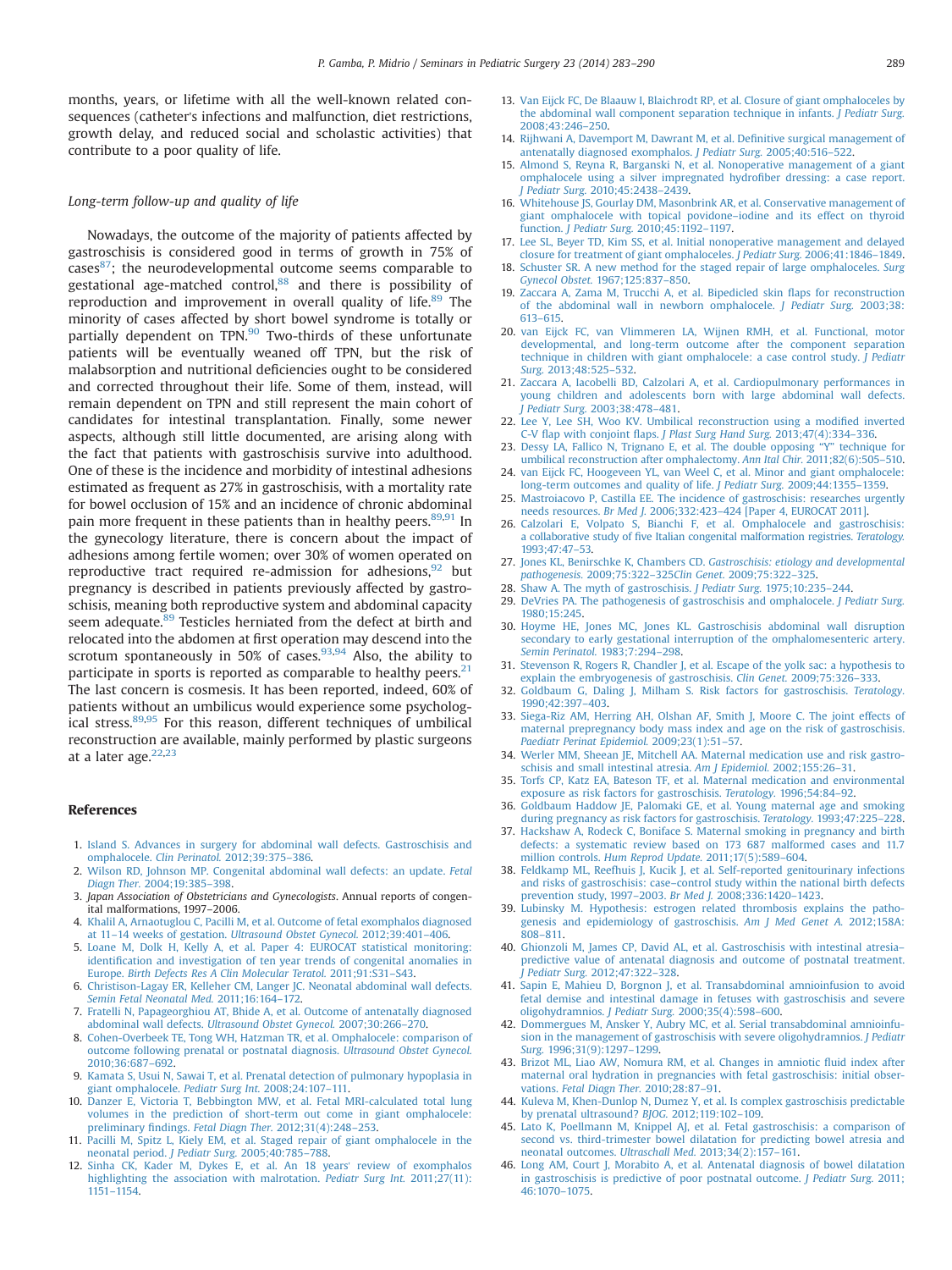months, years, or lifetime with all the well-known related consequences (catheter's infections and malfunction, diet restrictions, growth delay, and reduced social and scholastic activities) that contribute to a poor quality of life.

### Long-term follow-up and quality of life

Nowadays, the outcome of the majority of patients affected by gastroschisis is considered good in terms of growth in 75% of cases[87]; the neurodevelopmental outcome seems comparable to gestational age-matched control,[88] and there is possibility of reproduction and improvement in overall quality of life.[89] The minority of cases affected by short bowel syndrome is totally or partially dependent on TPN.[90] Two-thirds of these unfortunate patients will be eventually weaned off TPN, but the risk of malabsorption and nutritional deficiencies ought to be considered and corrected throughout their life. Some of them, instead, will remain dependent on TPN and still represent the main cohort of candidates for intestinal transplantation. Finally, some newer aspects, although still little documented, are arising along with the fact that patients with gastroschisis survive into adulthood. One of these is the incidence and morbidity of intestinal adhesions estimated as frequent as 27% in gastroschisis, with a mortality rate for bowel occlusion of 15% and an incidence of chronic abdominal pain more frequent in these patients than in healthy peers.[89,91] In the gynecology literature, there is concern about the impact of adhesions among fertile women; over 30% of women operated on reproductive tract required re-admission for adhesions,[92] but pregnancy is described in patients previously affected by gastroschisis, meaning both reproductive system and abdominal capacity seem adequate.[89] Testicles herniated from the defect at birth and relocated into the abdomen at first operation may descend into the scrotum spontaneously in 50% of cases.[93,94] Also, the ability to participate in sports is reported as comparable to healthy peers.[21] The last concern is cosmesis. It has been reported, indeed, 60% of patients without an umbilicus would experience some psychological stress.[89,95] For this reason, different techniques of umbilical reconstruction are available, mainly performed by plastic surgeons at a later age.[22,23]

## References

1. Island S. Advances in surgery for abdominal wall defects. Gastroschisis and omphalocele. *Clin Perinatol.* 2012;39:375–386.
2. Wilson RD, Johnson MP. Congenital abdominal wall defects: an update. *Fetal Diagn Ther.* 2004;19:385–398.
3. *Japan Association of Obstetricians and Gynecologists*. Annual reports of congenital malformations, 1997–2006.
4. Khalil A, Arnaoutuglou C, Pacilli M, et al. Outcome of fetal exomphalos diagnosed at 11–14 weeks of gestation. *Ultrasound Obstet Gynecol.* 2012;39:401–406.
5. Loane M, Dolk H, Kelly A, et al. Paper 4: EUROCAT statistical monitoring: identification and investigation of ten year trends of congenital anomalies in Europe. *Birth Defects Res A Clin Molecular Teratol.* 2011;91:S31–S43.
6. Christison-Lagay ER, Kelleher CM, Langer JC. Neonatal abdominal wall defects. *Semin Fetal Neonatal Med.* 2011;16:164–172.
7. Fratelli N, Papageorghiou AT, Bhide A, et al. Outcome of antenatally diagnosed abdominal wall defects. *Ultrasound Obstet Gynecol.* 2007;30:266–270.
8. Cohen-Overbeek TE, Tong WH, Hatzman TR, et al. Omphalocele: comparison of outcome following prenatal or postnatal diagnosis. *Ultrasound Obstet Gynecol.* 2010;36:687–692.
9. Kamata S, Usui N, Sawai T, et al. Prenatal detection of pulmonary hypoplasia in giant omphalocele. *Pediatr Surg Int.* 2008;24:107–111.
10. Danzer E, Victoria T, Bebbington MW, et al. Fetal MRI-calculated total lung volumes in the prediction of short-term out come in giant omphalocele: preliminary findings. *Fetal Diagn Ther.* 2012;31(4):248–253.
11. Pacilli M, Spitz L, Kiely EM, et al. Staged repair of giant omphalocele in the neonatal period. *J Pediatr Surg.* 2005;40:785–788.
12. Sinha CK, Kader M, Dykes E, et al. An 18 years' review of exomphalos highlighting the association with malrotation. *Pediatr Surg Int.* 2011;27(11):1151–1154.
13. Van Eijck FC, De Blaauw I, Blaichrodt RP, et al. Closure of giant omphaloceles by the abdominal wall component separation technique in infants. *J Pediatr Surg.* 2008;43:246–250.
14. Rijhwani A, Davemport M, Dawrant M, et al. Definitive surgical management of antenatally diagnosed exomphalos. *J Pediatr Surg.* 2005;40:516–522.
15. Almond S, Reyna R, Barganski N, et al. Nonoperative management of a giant omphalocele using a silver impregnated hydrofiber dressing: a case report. *J Pediatr Surg.* 2010;45:2438–2439.
16. Whitehouse JS, Gourlay DM, Masonbrink AR, et al. Conservative management of giant omphalocele with topical povidone–iodine and its effect on thyroid function. *J Pediatr Surg.* 2010;45:1192–1197.
17. Lee SL, Beyer TD, Kim SS, et al. Initial nonoperative management and delayed closure for treatment of giant omphaloceles. *J Pediatr Surg.* 2006;41:1846–1849.
18. Schuster SR. A new method for the staged repair of large omphaloceles. *Surg Gynecol Obstet.* 1967;125:837–850.
19. Zaccara A, Zama M, Trucchi A, et al. Bipedicled skin flaps for reconstruction of the abdominal wall in newborn omphalocele. *J Pediatr Surg.* 2003;38:613–615.
20. van Eijck FC, van Vlimmeren LA, Wijnen RMH, et al. Functional, motor developmental, and long-term outcome after the component separation technique in children with giant omphalocele: a case control study. *J Pediatr Surg.* 2013;48:525–532.
21. Zaccara A, Iacobelli BD, Calzolari A, et al. Cardiopulmonary performances in young children and adolescents born with large abdominal wall defects. *J Pediatr Surg.* 2003;38:478–481.
22. Lee Y, Lee SH, Woo KV. Umbilical reconstruction using a modified inverted C-V flap with conjoint flaps. *J Plast Surg Hand Surg.* 2013;47(4):334–336.
23. Dessy LA, Fallico N, Trignano E, et al. The double opposing "Y" technique for umbilical reconstruction after omphalectomy. *Ann Ital Chir.* 2011;82(6):505–510.
24. van Eijck FC, Hoogeveen YL, van Weel C, et al. Minor and giant omphalocele: long-term outcomes and quality of life. *J Pediatr Surg.* 2009;44:1355–1359.
25. Mastroiacovo P, Castilla EE. The incidence of gastroschisis: researches urgently needs resources. *Br Med J.* 2006;332:423–424 [Paper 4, EUROCAT 2011].
26. Calzolari E, Volpato S, Bianchi F, et al. Omphalocele and gastroschisis: a collaborative study of five Italian congenital malformation registries. *Teratology.* 1993;47:47–53.
27. Jones KL, Benirschke K, Chambers CD. *Gastroschisis: etiology and developmental pathogenesis.* 2009;75:322–325*Clin Genet.* 2009;75:322–325.
28. Shaw A. The myth of gastroschisis. *J Pediatr Surg.* 1975;10:235–244.
29. DeVries PA. The pathogenesis of gastroschisis and omphalocele. *J Pediatr Surg.* 1980;15:245.
30. Hoyme HE, Jones MC, Jones KL. Gastroschisis abdominal wall disruption secondary to early gestational interruption of the omphalomesenteric artery. *Semin Perinatol.* 1983;7:294–298.
31. Stevenson R, Rogers R, Chandler J, et al. Escape of the yolk sac: a hypothesis to explain the embryogenesis of gastroschisis. *Clin Genet.* 2009;75:326–333.
32. Goldbaum G, Daling J, Milham S. Risk factors for gastroschisis. *Teratology.* 1990;42:397–403.
33. Siega-Riz AM, Herring AH, Olshan AF, Smith J, Moore C. The joint effects of maternal prepregnancy body mass index and age on the risk of gastroschisis. *Paediatr Perinat Epidemiol.* 2009;23(1):51–57.
34. Werler MM, Sheean JE, Mitchell AA. Maternal medication use and risk gastroschisis and small intestinal atresia. *Am J Epidemiol.* 2002;155:26–31.
35. Torfs CP, Katz EA, Bateson TF, et al. Maternal medication and environmental exposure as risk factors for gastroschisis. *Teratology.* 1996;54:84–92.
36. Goldbaum Haddow JE, Palomaki GE, et al. Young maternal age and smoking during pregnancy as risk factors for gastroschisis. *Teratology.* 1993;47:225–228.
37. Hackshaw A, Rodeck C, Boniface S. Maternal smoking in pregnancy and birth defects: a systematic review based on 173 687 malformed cases and 11.7 million controls. *Hum Reprod Update.* 2011;17(5):589–604.
38. Feldkamp ML, Reefhuis J, Kucik J, et al. Self-reported genitourinary infections and risks of gastroschisis: case–control study within the national birth defects prevention study, 1997–2003. *Br Med J.* 2008;336:1420–1423.
39. Lubinsky M. Hypothesis: estrogen related thrombosis explains the pathogenesis and epidemiology of gastroschisis. *Am J Med Genet A.* 2012;158A:808–811.
40. Ghionzoli M, James CP, David AL, et al. Gastroschisis with intestinal atresia–predictive value of antenatal diagnosis and outcome of postnatal treatment. *J Pediatr Surg.* 2012;47:322–328.
41. Sapin E, Mahieu D, Borgnon J, et al. Transabdominal amnioinfusion to avoid fetal demise and intestinal damage in fetuses with gastroschisis and severe oligohydramnios. *J Pediatr Surg.* 2000;35(4):598–600.
42. Dommergues M, Ansker Y, Aubry MC, et al. Serial transabdominal amnioinfusion in the management of gastroschisis with severe oligohydramnios. *J Pediatr Surg.* 1996;31(9):1297–1299.
43. Brizot ML, Liao AW, Nomura RM, et al. Changes in amniotic fluid index after maternal oral hydration in pregnancies with fetal gastroschisis: initial observations. *Fetal Diagn Ther.* 2010;28:87–91.
44. Kuleva M, Khen-Dunlop N, Dumez Y, et al. Is complex gastroschisis predictable by prenatal ultrasound? *BJOG.* 2012;119:102–109.
45. Lato K, Poellmann M, Knippel AJ, et al. Fetal gastroschisis: a comparison of second vs. third-trimester bowel dilatation for predicting bowel atresia and neonatal outcomes. *Ultraschall Med.* 2013;34(2):157–161.
46. Long AM, Court J, Morabito A, et al. Antenatal diagnosis of bowel dilatation in gastroschisis is predictive of poor postnatal outcome. *J Pediatr Surg.* 2011;46:1070–1075.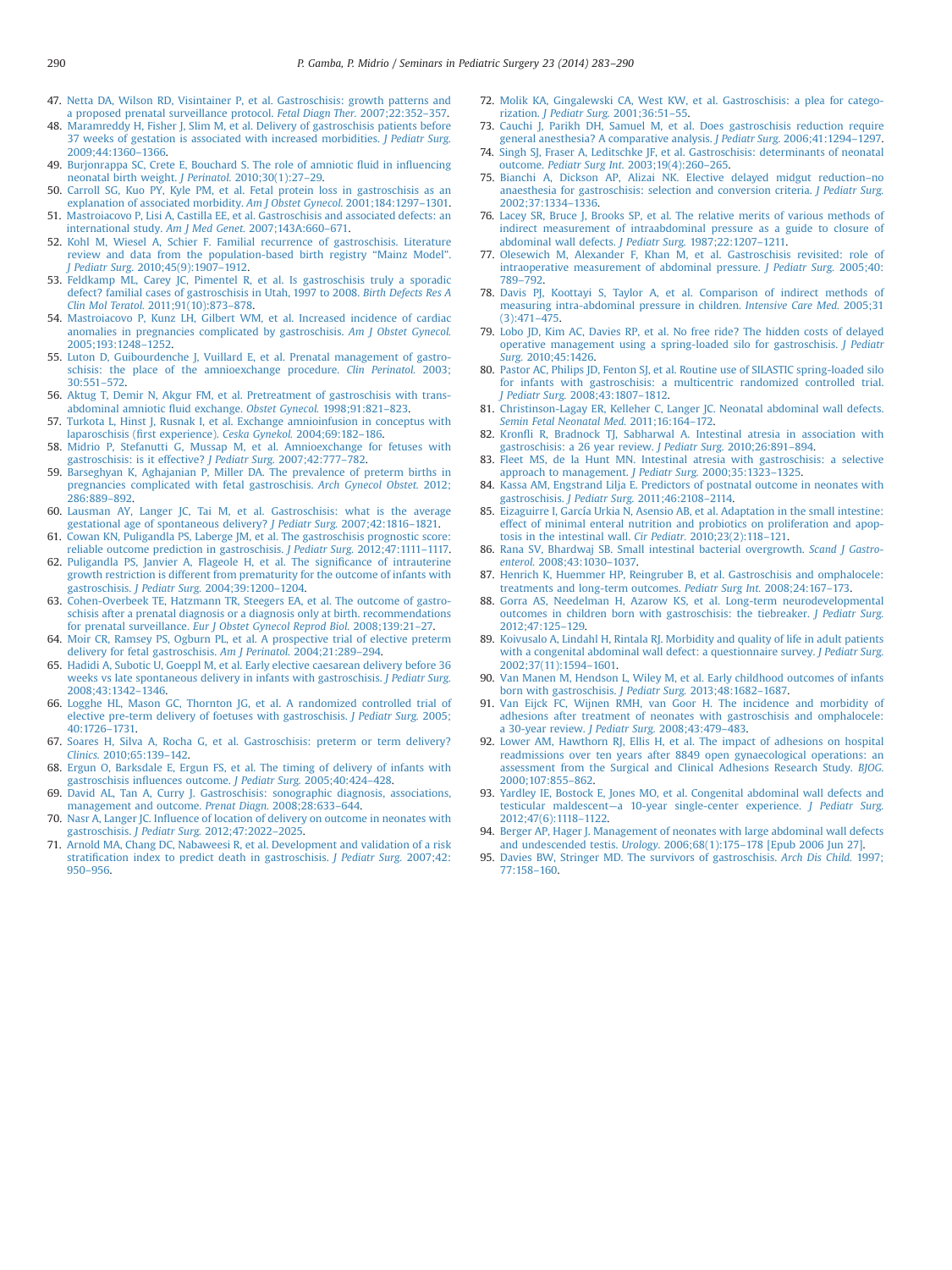47. Netta DA, Wilson RD, Visintainer P, et al. Gastroschisis: growth patterns and a proposed prenatal surveillance protocol. *Fetal Diagn Ther.* 2007;22:352–357.
48. Maramreddy H, Fisher J, Slim M, et al. Delivery of gastroschisis patients before 37 weeks of gestation is associated with increased morbidities. *J Pediatr Surg.* 2009;44:1360–1366.
49. Burjonrappa SC, Crete E, Bouchard S. The role of amniotic fluid in influencing neonatal birth weight. *J Perinatol.* 2010;30(1):27–29.
50. Carroll SG, Kuo PY, Kyle PM, et al. Fetal protein loss in gastroschisis as an explanation of associated morbidity. *Am J Obstet Gynecol.* 2001;184:1297–1301.
51. Mastroiacovo P, Lisi A, Castilla EE, et al. Gastroschisis and associated defects: an international study. *Am J Med Genet.* 2007;143A:660–671.
52. Kohl M, Wiesel A, Schier F. Familial recurrence of gastroschisis. Literature review and data from the population-based birth registry "Mainz Model". *J Pediatr Surg.* 2010;45(9):1907–1912.
53. Feldkamp ML, Carey JC, Pimentel R, et al. Is gastroschisis truly a sporadic defect? familial cases of gastroschisis in Utah, 1997 to 2008. *Birth Defects Res A Clin Mol Teratol.* 2011;91(10):873–878.
54. Mastroiacovo P, Kunz LH, Gilbert WM, et al. Increased incidence of cardiac anomalies in pregnancies complicated by gastroschisis. *Am J Obstet Gynecol.* 2005;193:1248–1252.
55. Luton D, Guibourdenche J, Vuillard E, et al. Prenatal management of gastroschisis: the place of the amnioexchange procedure. *Clin Perinatol.* 2003; 30:551–572.
56. Aktug T, Demir N, Akgur FM, et al. Pretreatment of gastroschisis with transabdominal amniotic fluid exchange. *Obstet Gynecol.* 1998;91:821–823.
57. Turkota L, Hinst J, Rusnak I, et al. Exchange amnioinfusion in conceptus with laparoschisis (first experience). *Ceska Gynekol.* 2004;69:182–186.
58. Midrio P, Stefanutti G, Mussap M, et al. Amnioexchange for fetuses with gastroschisis: is it effective? *J Pediatr Surg.* 2007;42:777–782.
59. Barseghyan K, Aghajanian P, Miller DA. The prevalence of preterm births in pregnancies complicated with fetal gastroschisis. *Arch Gynecol Obstet.* 2012; 286:889–892.
60. Lausman AY, Langer JC, Tai M, et al. Gastroschisis: what is the average gestational age of spontaneous delivery? *J Pediatr Surg.* 2007;42:1816–1821.
61. Cowan KN, Puligandla PS, Laberge JM, et al. The gastroschisis prognostic score: reliable outcome prediction in gastroschisis. *J Pediatr Surg.* 2012;47:1111–1117.
62. Puligandla PS, Janvier A, Flageole H, et al. The significance of intrauterine growth restriction is different from prematurity for the outcome of infants with gastroschisis. *J Pediatr Surg.* 2004;39:1200–1204.
63. Cohen-Overbeek TE, Hatzmann TR, Steegers EA, et al. The outcome of gastroschisis after a prenatal diagnosis or a diagnosis only at birth. recommendations for prenatal surveillance. *Eur J Obstet Gynecol Reprod Biol.* 2008;139:21–27.
64. Moir CR, Ramsey PS, Ogburn PL, et al. A prospective trial of elective preterm delivery for fetal gastroschisis. *Am J Perinatol.* 2004;21:289–294.
65. Hadidi A, Subotic U, Goeppl M, et al. Early elective caesarean delivery before 36 weeks vs late spontaneous delivery in infants with gastroschisis. *J Pediatr Surg.* 2008;43:1342–1346.
66. Logghe HL, Mason GC, Thornton JG, et al. A randomized controlled trial of elective pre-term delivery of foetuses with gastroschisis. *J Pediatr Surg.* 2005; 40:1726–1731.
67. Soares H, Silva A, Rocha G, et al. Gastroschisis: preterm or term delivery? *Clinics.* 2010;65:139–142.
68. Ergun O, Barksdale E, Ergun FS, et al. The timing of delivery of infants with gastroschisis influences outcome. *J Pediatr Surg.* 2005;40:424–428.
69. David AL, Tan A, Curry J. Gastroschisis: sonographic diagnosis, associations, management and outcome. *Prenat Diagn.* 2008;28:633–644.
70. Nasr A, Langer JC. Influence of location of delivery on outcome in neonates with gastroschisis. *J Pediatr Surg.* 2012;47:2022–2025.
71. Arnold MA, Chang DC, Nabaweesi R, et al. Development and validation of a risk stratification index to predict death in gastroschisis. *J Pediatr Surg.* 2007;42: 950–956.
72. Molik KA, Gingalewski CA, West KW, et al. Gastroschisis: a plea for categorization. *J Pediatr Surg.* 2001;36:51–55.
73. Cauchi J, Parikh DH, Samuel M, et al. Does gastroschisis reduction require general anesthesia? A comparative analysis. *J Pediatr Surg.* 2006;41:1294–1297.
74. Singh SJ, Fraser A, Leditschke JF, et al. Gastroschisis: determinants of neonatal outcome. *Pediatr Surg Int.* 2003;19(4):260–265.
75. Bianchi A, Dickson AP, Alizai NK. Elective delayed midgut reduction–no anaesthesia for gastroschisis: selection and conversion criteria. *J Pediatr Surg.* 2002;37:1334–1336.
76. Lacey SR, Bruce J, Brooks SP, et al. The relative merits of various methods of indirect measurement of intraabdominal pressure as a guide to closure of abdominal wall defects. *J Pediatr Surg.* 1987;22:1207–1211.
77. Olesewich M, Alexander F, Khan M, et al. Gastroschisis revisited: role of intraoperative measurement of abdominal pressure. *J Pediatr Surg.* 2005;40: 789–792.
78. Davis PJ, Koottayi S, Taylor A, et al. Comparison of indirect methods of measuring intra-abdominal pressure in children. *Intensive Care Med.* 2005;31 (3):471–475.
79. Lobo JD, Kim AC, Davies RP, et al. No free ride? The hidden costs of delayed operative management using a spring-loaded silo for gastroschisis. *J Pediatr Surg.* 2010;45:1426.
80. Pastor AC, Philips JD, Fenton SJ, et al. Routine use of SILASTIC spring-loaded silo for infants with gastroschisis: a multicentric randomized controlled trial. *J Pediatr Surg.* 2008;43:1807–1812.
81. Christinson-Lagay ER, Kelleher C, Langer JC. Neonatal abdominal wall defects. *Semin Fetal Neonatal Med.* 2011;16:164–172.
82. Kronfli R, Bradnock TJ, Sabharwal A. Intestinal atresia in association with gastroschisis: a 26 year review. *J Pediatr Surg.* 2010;26:891–894.
83. Fleet MS, de la Hunt MN. Intestinal atresia with gastroschisis: a selective approach to management. *J Pediatr Surg.* 2000;35:1323–1325.
84. Kassa AM, Engstrand Lilja E. Predictors of postnatal outcome in neonates with gastroschisis. *J Pediatr Surg.* 2011;46:2108–2114.
85. Eizaguirre I, García Urkia N, Asensio AB, et al. Adaptation in the small intestine: effect of minimal enteral nutrition and probiotics on proliferation and apoptosis in the intestinal wall. *Cir Pediatr.* 2010;23(2):118–121.
86. Rana SV, Bhardwaj SB. Small intestinal bacterial overgrowth. *Scand J Gastroenterol.* 2008;43:1030–1037.
87. Henrich K, Huemmer HP, Reingruber B, et al. Gastroschisis and omphalocele: treatments and long-term outcomes. *Pediatr Surg Int.* 2008;24:167–173.
88. Gorra AS, Needelman H, Azarow KS, et al. Long-term neurodevelopmental outcomes in children born with gastroschisis: the tiebreaker. *J Pediatr Surg.* 2012;47:125–129.
89. Koivusalo A, Lindahl H, Rintala RJ. Morbidity and quality of life in adult patients with a congenital abdominal wall defect: a questionnaire survey. *J Pediatr Surg.* 2002;37(11):1594–1601.
90. Van Manen M, Hendson L, Wiley M, et al. Early childhood outcomes of infants born with gastroschisis. *J Pediatr Surg.* 2013;48:1682–1687.
91. Van Eijck FC, Wijnen RMH, van Goor H. The incidence and morbidity of adhesions after treatment of neonates with gastroschisis and omphalocele: a 30-year review. *J Pediatr Surg.* 2008;43:479–483.
92. Lower AM, Hawthorn RJ, Ellis H, et al. The impact of adhesions on hospital readmissions over ten years after 8849 open gynaecological operations: an assessment from the Surgical and Clinical Adhesions Research Study. *BJOG.* 2000;107:855–862.
93. Yardley IE, Bostock E, Jones MO, et al. Congenital abdominal wall defects and testicular maldescent—a 10-year single-center experience. *J Pediatr Surg.* 2012;47(6):1118–1122.
94. Berger AP, Hager J. Management of neonates with large abdominal wall defects and undescended testis. *Urology.* 2006;68(1):175–178 [Epub 2006 Jun 27].
95. Davies BW, Stringer MD. The survivors of gastroschisis. *Arch Dis Child.* 1997; 77:158–160.